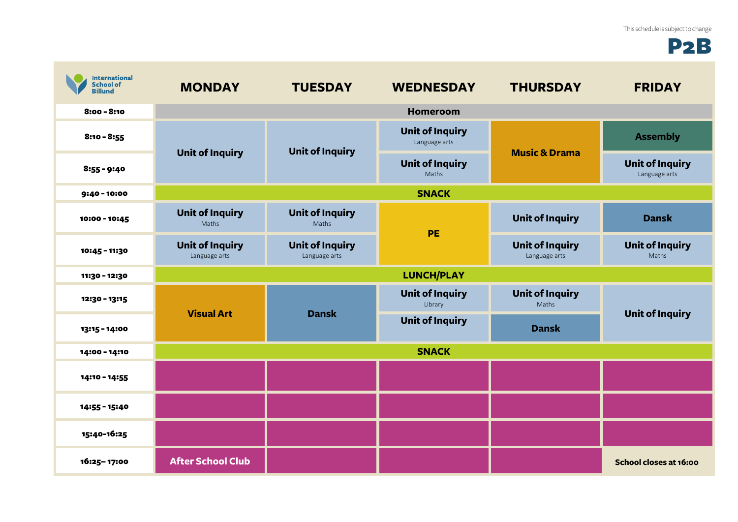This schedule is subject to change

# P2B

International School of Billund

| | MONDAY | TUESDAY | WEDNESDAY | THURSDAY | FRIDAY |
|---|---|---|---|---|---|
| **8:00 - 8:10** | **Homeroom** | | | | |
| **8:10 - 8:55** | **Unit of Inquiry** | **Unit of Inquiry** | **Unit of Inquiry** Language arts | **Music & Drama** | **Assembly** |
| **8:55 - 9:40** | | | **Unit of Inquiry** Maths | | **Unit of Inquiry** Language arts |
| **9:40 - 10:00** | **SNACK** | | | | |
| **10:00 - 10:45** | **Unit of Inquiry** Maths | **Unit of Inquiry** Maths | **PE** | **Unit of Inquiry** | **Dansk** |
| **10:45 - 11:30** | **Unit of Inquiry** Language arts | **Unit of Inquiry** Language arts | | **Unit of Inquiry** Language arts | **Unit of Inquiry** Maths |
| **11:30 - 12:30** | **LUNCH/PLAY** | | | | |
| **12:30 - 13:15** | **Visual Art** | **Dansk** | **Unit of Inquiry** Library | **Unit of Inquiry** Maths | **Unit of Inquiry** |
| **13:15 - 14:00** | | | **Unit of Inquiry** | **Dansk** | |
| **14:00 - 14:10** | **SNACK** | | | | |
| **14:10 - 14:55** | | | | | |
| **14:55 - 15:40** | | | | | |
| **15:40-16:25** | | | | | |
| **16:25– 17:00** | **After School Club** | | | | **School closes at 16:00** |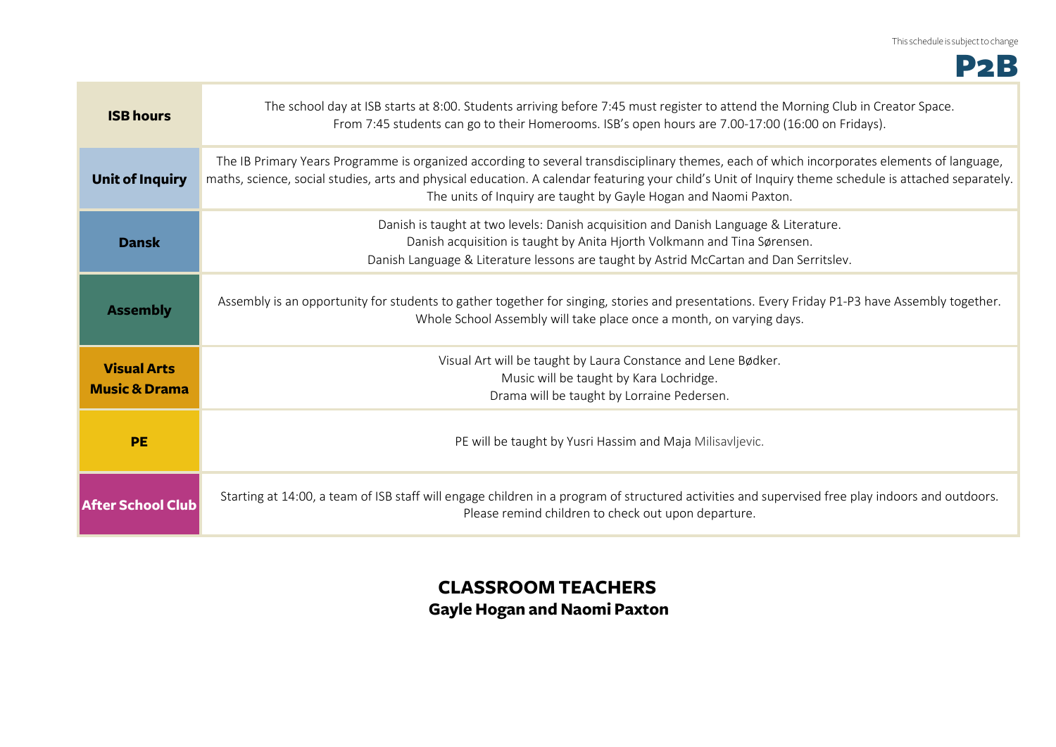This schedule is subject to change

# P2B

| | |
|---|---|
| **ISB hours** | The school day at ISB starts at 8:00. Students arriving before 7:45 must register to attend the Morning Club in Creator Space. From 7:45 students can go to their Homerooms. ISB's open hours are 7.00-17:00 (16:00 on Fridays). |
| **Unit of Inquiry** | The IB Primary Years Programme is organized according to several transdisciplinary themes, each of which incorporates elements of language, maths, science, social studies, arts and physical education. A calendar featuring your child's Unit of Inquiry theme schedule is attached separately. The units of Inquiry are taught by Gayle Hogan and Naomi Paxton. |
| **Dansk** | Danish is taught at two levels: Danish acquisition and Danish Language & Literature. Danish acquisition is taught by Anita Hjorth Volkmann and Tina Sørensen. Danish Language & Literature lessons are taught by Astrid McCartan and Dan Serritslev. |
| **Assembly** | Assembly is an opportunity for students to gather together for singing, stories and presentations. Every Friday P1-P3 have Assembly together. Whole School Assembly will take place once a month, on varying days. |
| **Visual Arts Music & Drama** | Visual Art will be taught by Laura Constance and Lene Bødker. Music will be taught by Kara Lochridge. Drama will be taught by Lorraine Pedersen. |
| **PE** | PE will be taught by Yusri Hassim and Maja Milisavljevic. |
| **After School Club** | Starting at 14:00, a team of ISB staff will engage children in a program of structured activities and supervised free play indoors and outdoors. Please remind children to check out upon departure. |

## CLASSROOM TEACHERS

**Gayle Hogan and Naomi Paxton**